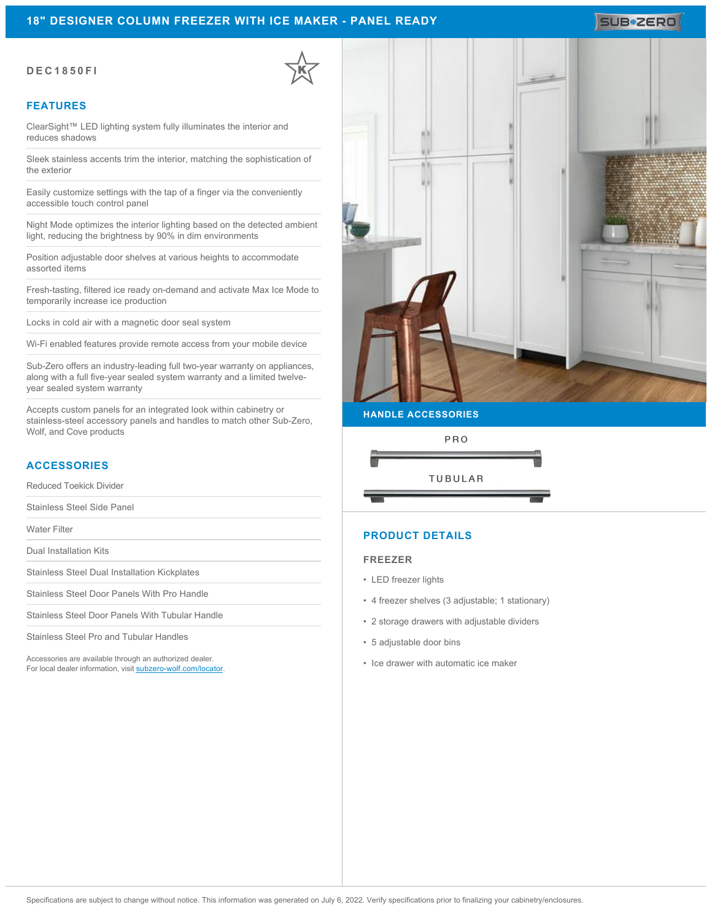# 18" DESIGNER COLUMN FREEZER WITH ICE MAKER - PANEL READY

DEC1850FI

## FEATURES

ClearSight™ LED lighting system fully illuminates the interior and reduces shadows

Sleek stainless accents trim the interior, matching the sophistication of the exterior

Easily customize settings with the tap of a finger via the conveniently accessible touch control panel

Night Mode optimizes the interior lighting based on the detected ambient light, reducing the brightness by 90% in dim environments

Position adjustable door shelves at various heights to accommodate assorted items

Fresh-tasting, filtered ice ready on-demand and activate Max Ice Mode to temporarily increase ice production

Locks in cold air with a magnetic door seal system

Wi-Fi enabled features provide remote access from your mobile device

Sub-Zero offers an industry-leading full two-year warranty on appliances, along with a full five-year sealed system warranty and a limited twelve-year sealed system warranty

Accepts custom panels for an integrated look within cabinetry or stainless-steel accessory panels and handles to match other Sub-Zero, Wolf, and Cove products

## ACCESSORIES

Reduced Toekick Divider

Stainless Steel Side Panel

Water Filter

Dual Installation Kits

Stainless Steel Dual Installation Kickplates

Stainless Steel Door Panels With Pro Handle

Stainless Steel Door Panels With Tubular Handle

Stainless Steel Pro and Tubular Handles

Accessories are available through an authorized dealer.
For local dealer information, visit subzero-wolf.com/locator.

## HANDLE ACCESSORIES

PRO

TUBULAR

## PRODUCT DETAILS

### FREEZER

- LED freezer lights
- 4 freezer shelves (3 adjustable; 1 stationary)
- 2 storage drawers with adjustable dividers
- 5 adjustable door bins
- Ice drawer with automatic ice maker

Specifications are subject to change without notice. This information was generated on July 6, 2022. Verify specifications prior to finalizing your cabinetry/enclosures.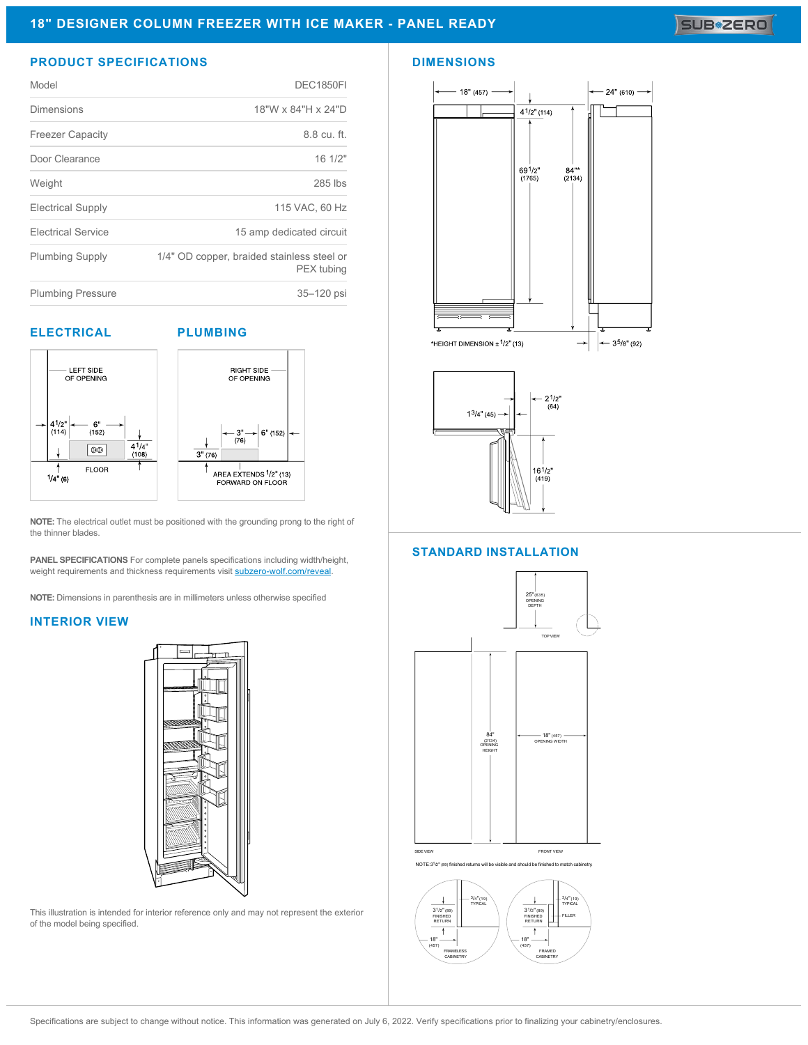# 18" DESIGNER COLUMN FREEZER WITH ICE MAKER - PANEL READY

## PRODUCT SPECIFICATIONS

| | |
|---|---|
| Model | DEC1850FI |
| Dimensions | 18"W x 84"H x 24"D |
| Freezer Capacity | 8.8 cu. ft. |
| Door Clearance | 16 1/2" |
| Weight | 285 lbs |
| Electrical Supply | 115 VAC, 60 Hz |
| Electrical Service | 15 amp dedicated circuit |
| Plumbing Supply | 1/4" OD copper, braided stainless steel or PEX tubing |
| Plumbing Pressure | 35–120 psi |

## ELECTRICAL

LEFT SIDE OF OPENING
4 1/2" (114)
6" (152)
4 1/4" (108)
FLOOR
1/4" (6)

## PLUMBING

RIGHT SIDE OF OPENING
3" (76)
6" (152)
3" (76)
AREA EXTENDS 1/2" (13) FORWARD ON FLOOR

**NOTE:** The electrical outlet must be positioned with the grounding prong to the right of the thinner blades.

**PANEL SPECIFICATIONS** For complete panels specifications including width/height, weight requirements and thickness requirements visit subzero-wolf.com/reveal.

**NOTE:** Dimensions in parenthesis are in millimeters unless otherwise specified

## INTERIOR VIEW

This illustration is intended for interior reference only and may not represent the exterior of the model being specified.

## DIMENSIONS

18" (457)
24" (610)
4 1/2" (114)
69 1/2" (1765)
84"* (2134)
*HEIGHT DIMENSION ± 1/2" (13)
3 5/8" (92)
2 1/2" (64)
1 3/4" (45)
16 1/2" (419)

## STANDARD INSTALLATION

25" (635) OPENING DEPTH
TOP VIEW
84" (2134) OPENING HEIGHT
18" (457) OPENING WIDTH
SIDE VIEW
FRONT VIEW

NOTE: 3 1/2" (89) finished returns will be visible and should be finished to match cabinetry.

3/4" (19) TYPICAL
3 1/2" (89) FINISHED RETURN
18" (457)
FRAMELESS CABINETRY

3/4" (19) TYPICAL
3 1/2" (89) FINISHED RETURN
FILLER
18" (457)
FRAMED CABINETRY

Specifications are subject to change without notice. This information was generated on July 6, 2022. Verify specifications prior to finalizing your cabinetry/enclosures.